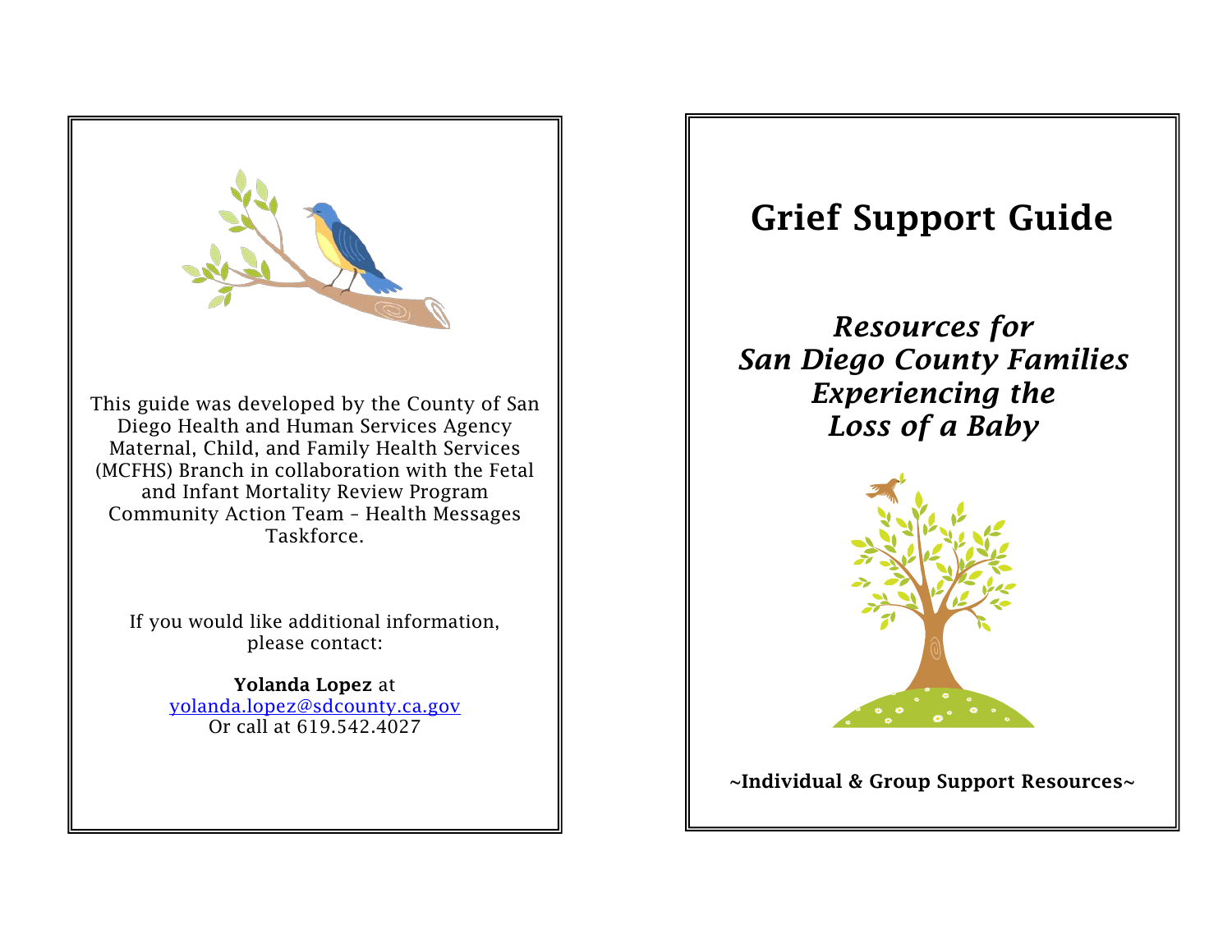This guide was developed by the County of San Diego Health and Human Services Agency Maternal, Child, and Family Health Services (MCFHS) Branch in collaboration with the Fetal and Infant Mortality Review Program Community Action Team – Health Messages Taskforce.

If you would like additional information, please contact:

**Yolanda Lopez** at
yolanda.lopez@sdcounty.ca.gov
Or call at 619.542.4027

# Grief Support Guide

## *Resources for San Diego County Families Experiencing the Loss of a Baby*

**~Individual & Group Support Resources~**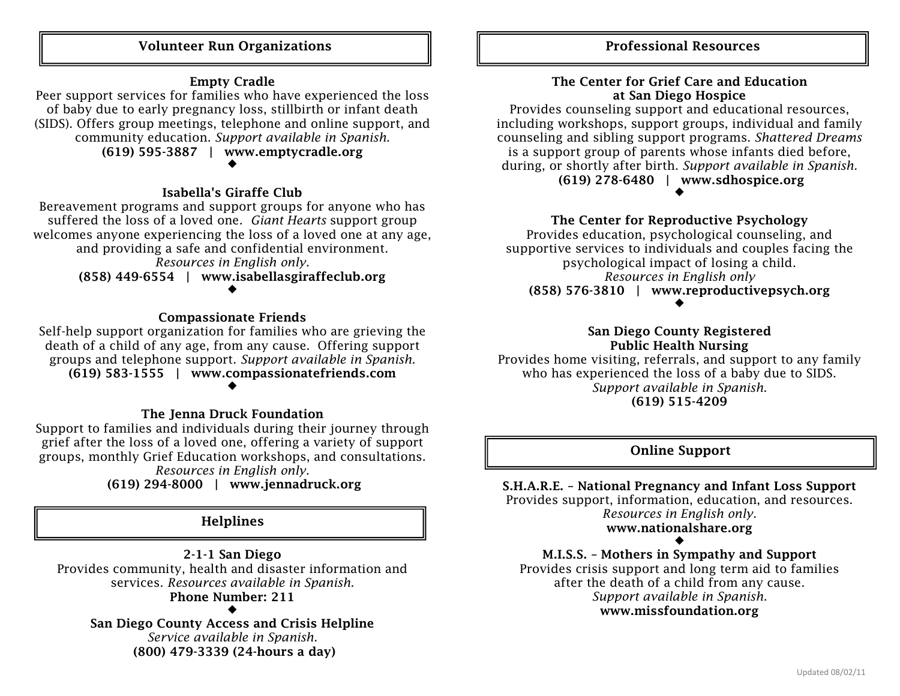## Volunteer Run Organizations

**Empty Cradle**
Peer support services for families who have experienced the loss of baby due to early pregnancy loss, stillbirth or infant death (SIDS). Offers group meetings, telephone and online support, and community education. *Support available in Spanish.*
**(619) 595-3887 | www.emptycradle.org**

◆

**Isabella's Giraffe Club**
Bereavement programs and support groups for anyone who has suffered the loss of a loved one. *Giant Hearts* support group welcomes anyone experiencing the loss of a loved one at any age, and providing a safe and confidential environment.
*Resources in English only.*
**(858) 449-6554 | www.isabellasgiraffeclub.org**

◆

**Compassionate Friends**
Self-help support organization for families who are grieving the death of a child of any age, from any cause. Offering support groups and telephone support. *Support available in Spanish.*
**(619) 583-1555 | www.compassionatefriends.com**

◆

**The Jenna Druck Foundation**
Support to families and individuals during their journey through grief after the loss of a loved one, offering a variety of support groups, monthly Grief Education workshops, and consultations.
*Resources in English only.*
**(619) 294-8000 | www.jennadruck.org**

## Helplines

**2-1-1 San Diego**
Provides community, health and disaster information and services. *Resources available in Spanish.*
**Phone Number: 211**

◆

**San Diego County Access and Crisis Helpline**
*Service available in Spanish.*
**(800) 479-3339 (24-hours a day)**

## Professional Resources

**The Center for Grief Care and Education at San Diego Hospice**
Provides counseling support and educational resources, including workshops, support groups, individual and family counseling and sibling support programs. *Shattered Dreams* is a support group of parents whose infants died before, during, or shortly after birth. *Support available in Spanish.*
**(619) 278-6480 | www.sdhospice.org**

◆

**The Center for Reproductive Psychology**
Provides education, psychological counseling, and supportive services to individuals and couples facing the psychological impact of losing a child.
*Resources in English only*
**(858) 576-3810 | www.reproductivepsych.org**

◆

**San Diego County Registered Public Health Nursing**
Provides home visiting, referrals, and support to any family who has experienced the loss of a baby due to SIDS.
*Support available in Spanish.*
**(619) 515-4209**

## Online Support

**S.H.A.R.E. – National Pregnancy and Infant Loss Support**
Provides support, information, education, and resources.
*Resources in English only.*
**www.nationalshare.org**

◆

**M.I.S.S. – Mothers in Sympathy and Support**
Provides crisis support and long term aid to families after the death of a child from any cause.
*Support available in Spanish.*
**www.missfoundation.org**

Updated 08/02/11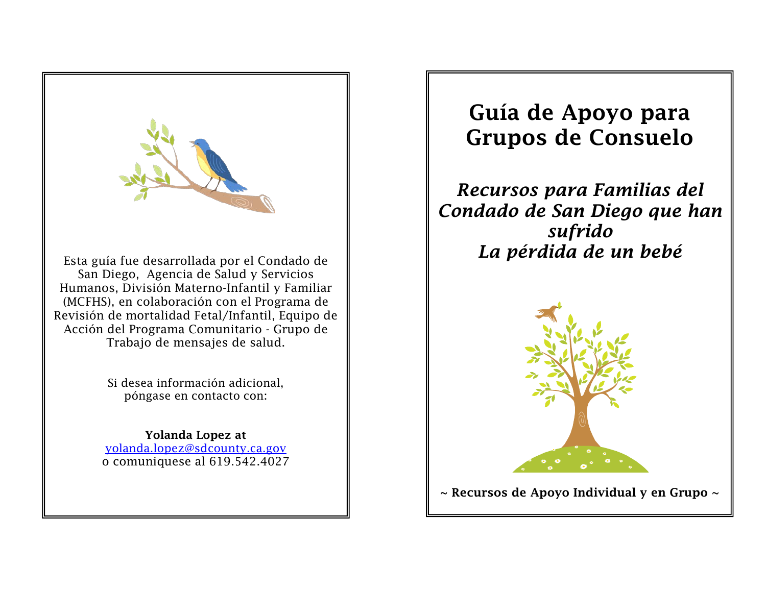Esta guía fue desarrollada por el Condado de San Diego, Agencia de Salud y Servicios Humanos, División Materno-Infantil y Familiar (MCFHS), en colaboración con el Programa de Revisión de mortalidad Fetal/Infantil, Equipo de Acción del Programa Comunitario - Grupo de Trabajo de mensajes de salud.

Si desea información adicional, póngase en contacto con:

**Yolanda Lopez at**
[yolanda.lopez@sdcounty.ca.gov](mailto:yolanda.lopez@sdcounty.ca.gov)
o comuniquese al 619.542.4027

# Guía de Apoyo para Grupos de Consuelo

## *Recursos para Familias del Condado de San Diego que han sufrido La pérdida de un bebé*

**~ Recursos de Apoyo Individual y en Grupo ~**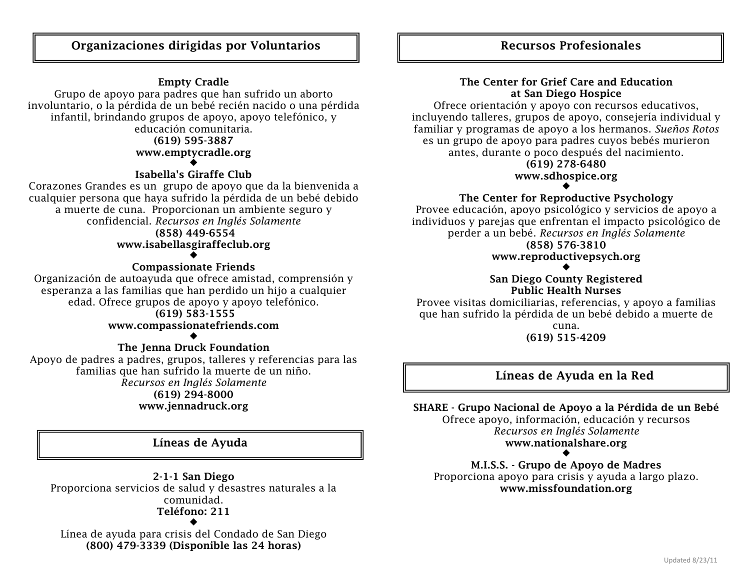## Organizaciones dirigidas por Voluntarios

**Empty Cradle**
Grupo de apoyo para padres que han sufrido un aborto involuntario, o la pérdida de un bebé recién nacido o una pérdida infantil, brindando grupos de apoyo, apoyo telefónico, y educación comunitaria.
**(619) 595-3887**
**www.emptycradle.org**

◆

**Isabella's Giraffe Club**
Corazones Grandes es un grupo de apoyo que da la bienvenida a cualquier persona que haya sufrido la pérdida de un bebé debido a muerte de cuna. Proporcionan un ambiente seguro y confidencial. *Recursos en Inglés Solamente*
**(858) 449-6554**
**www.isabellasgiraffeclub.org**

◆

**Compassionate Friends**
Organización de autoayuda que ofrece amistad, comprensión y esperanza a las familias que han perdido un hijo a cualquier edad. Ofrece grupos de apoyo y apoyo telefónico.
**(619) 583-1555**
**www.compassionatefriends.com**

◆

**The Jenna Druck Foundation**
Apoyo de padres a padres, grupos, talleres y referencias para las familias que han sufrido la muerte de un niño.
*Recursos en Inglés Solamente*
**(619) 294-8000**
**www.jennadruck.org**

## Líneas de Ayuda

**2-1-1 San Diego**
Proporciona servicios de salud y desastres naturales a la comunidad.
**Teléfono: 211**

◆

Línea de ayuda para crisis del Condado de San Diego
**(800) 479-3339 (Disponible las 24 horas)**

## Recursos Profesionales

**The Center for Grief Care and Education at San Diego Hospice**
Ofrece orientación y apoyo con recursos educativos, incluyendo talleres, grupos de apoyo, consejería individual y familiar y programas de apoyo a los hermanos. *Sueños Rotos* es un grupo de apoyo para padres cuyos bebés murieron antes, durante o poco después del nacimiento.
**(619) 278-6480**
**www.sdhospice.org**

◆

**The Center for Reproductive Psychology**
Provee educación, apoyo psicológico y servicios de apoyo a individuos y parejas que enfrentan el impacto psicológico de perder a un bebé. *Recursos en Inglés Solamente*
**(858) 576-3810**
**www.reproductivepsych.org**

◆

**San Diego County Registered Public Health Nurses**
Provee visitas domiciliarias, referencias, y apoyo a familias que han sufrido la pérdida de un bebé debido a muerte de cuna.
**(619) 515-4209**

## Líneas de Ayuda en la Red

**SHARE - Grupo Nacional de Apoyo a la Pérdida de un Bebé**
Ofrece apoyo, información, educación y recursos
*Recursos en Inglés Solamente*
**www.nationalshare.org**

◆

**M.I.S.S. - Grupo de Apoyo de Madres**
Proporciona apoyo para crisis y ayuda a largo plazo.
**www.missfoundation.org**

Updated 8/23/11